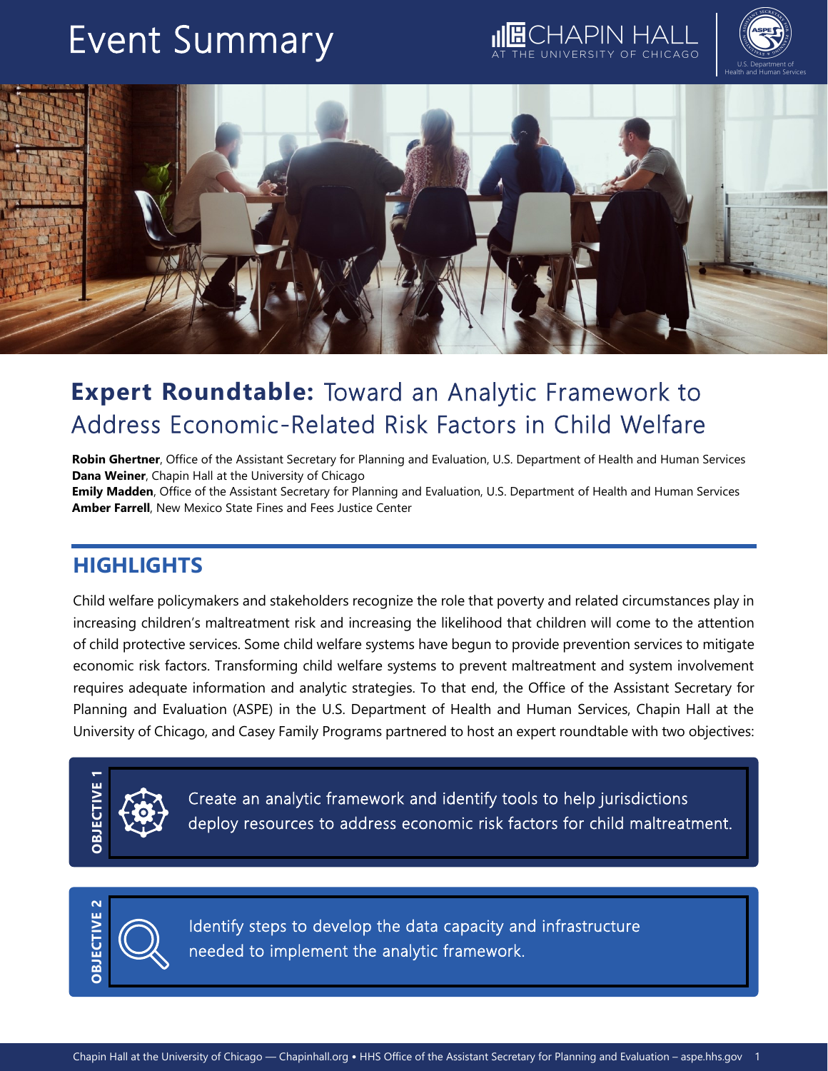# Event Summary

## Expert Roundtable: Toward an Analytic Framework to Address Economic-Related Risk Factors in Child Welfare

**Robin Ghertner**, Office of the Assistant Secretary for Planning and Evaluation, U.S. Department of Health and Human Services
**Dana Weiner**, Chapin Hall at the University of Chicago
**Emily Madden**, Office of the Assistant Secretary for Planning and Evaluation, U.S. Department of Health and Human Services
**Amber Farrell**, New Mexico State Fines and Fees Justice Center

## HIGHLIGHTS

Child welfare policymakers and stakeholders recognize the role that poverty and related circumstances play in increasing children's maltreatment risk and increasing the likelihood that children will come to the attention of child protective services. Some child welfare systems have begun to provide prevention services to mitigate economic risk factors. Transforming child welfare systems to prevent maltreatment and system involvement requires adequate information and analytic strategies. To that end, the Office of the Assistant Secretary for Planning and Evaluation (ASPE) in the U.S. Department of Health and Human Services, Chapin Hall at the University of Chicago, and Casey Family Programs partnered to host an expert roundtable with two objectives:

**OBJECTIVE 1**

Create an analytic framework and identify tools to help jurisdictions deploy resources to address economic risk factors for child maltreatment.

**OBJECTIVE 2**

Identify steps to develop the data capacity and infrastructure needed to implement the analytic framework.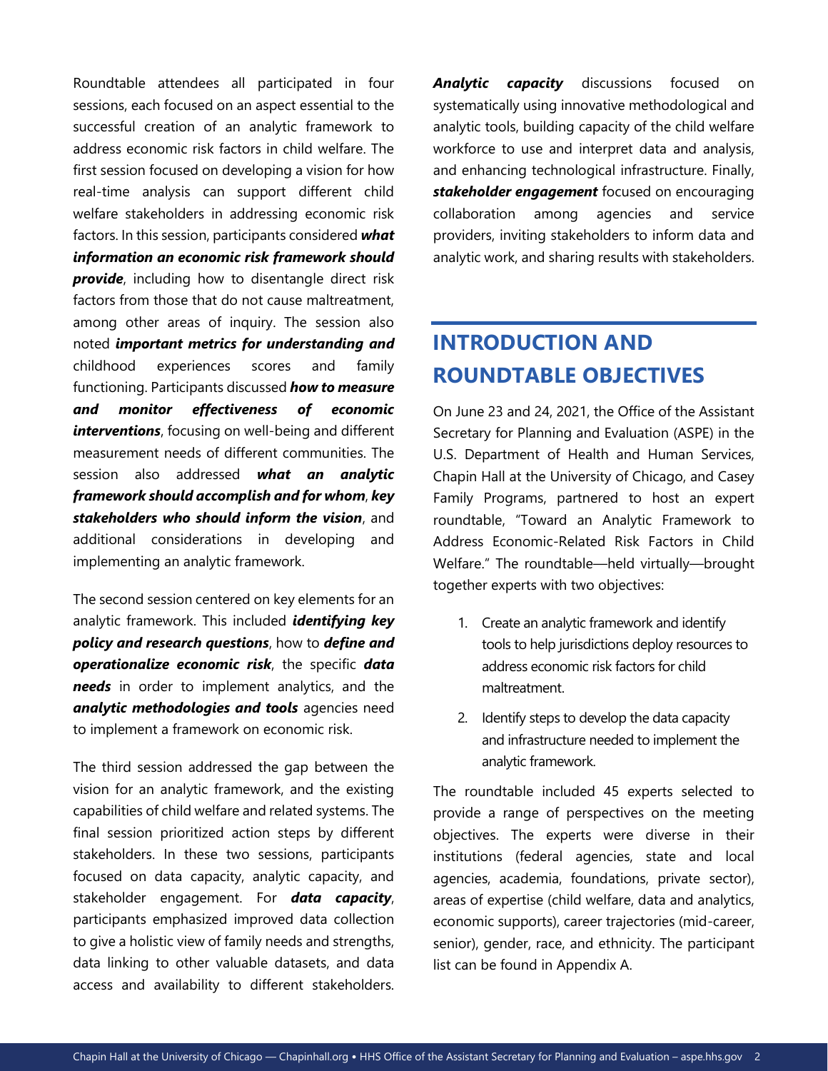Roundtable attendees all participated in four sessions, each focused on an aspect essential to the successful creation of an analytic framework to address economic risk factors in child welfare. The first session focused on developing a vision for how real-time analysis can support different child welfare stakeholders in addressing economic risk factors. In this session, participants considered ***what information an economic risk framework should provide***, including how to disentangle direct risk factors from those that do not cause maltreatment, among other areas of inquiry. The session also noted ***important metrics for understanding and*** childhood experiences scores and family functioning. Participants discussed ***how to measure and monitor effectiveness of economic interventions***, focusing on well-being and different measurement needs of different communities. The session also addressed ***what an analytic framework should accomplish and for whom***, ***key stakeholders who should inform the vision***, and additional considerations in developing and implementing an analytic framework.

The second session centered on key elements for an analytic framework. This included ***identifying key policy and research questions***, how to ***define and operationalize economic risk***, the specific ***data needs*** in order to implement analytics, and the ***analytic methodologies and tools*** agencies need to implement a framework on economic risk.

The third session addressed the gap between the vision for an analytic framework, and the existing capabilities of child welfare and related systems. The final session prioritized action steps by different stakeholders. In these two sessions, participants focused on data capacity, analytic capacity, and stakeholder engagement. For ***data capacity***, participants emphasized improved data collection to give a holistic view of family needs and strengths, data linking to other valuable datasets, and data access and availability to different stakeholders. ***Analytic capacity*** discussions focused on systematically using innovative methodological and analytic tools, building capacity of the child welfare workforce to use and interpret data and analysis, and enhancing technological infrastructure. Finally, ***stakeholder engagement*** focused on encouraging collaboration among agencies and service providers, inviting stakeholders to inform data and analytic work, and sharing results with stakeholders.

## INTRODUCTION AND ROUNDTABLE OBJECTIVES

On June 23 and 24, 2021, the Office of the Assistant Secretary for Planning and Evaluation (ASPE) in the U.S. Department of Health and Human Services, Chapin Hall at the University of Chicago, and Casey Family Programs, partnered to host an expert roundtable, "Toward an Analytic Framework to Address Economic-Related Risk Factors in Child Welfare." The roundtable—held virtually—brought together experts with two objectives:

1. Create an analytic framework and identify tools to help jurisdictions deploy resources to address economic risk factors for child maltreatment.
2. Identify steps to develop the data capacity and infrastructure needed to implement the analytic framework.

The roundtable included 45 experts selected to provide a range of perspectives on the meeting objectives. The experts were diverse in their institutions (federal agencies, state and local agencies, academia, foundations, private sector), areas of expertise (child welfare, data and analytics, economic supports), career trajectories (mid-career, senior), gender, race, and ethnicity. The participant list can be found in Appendix A.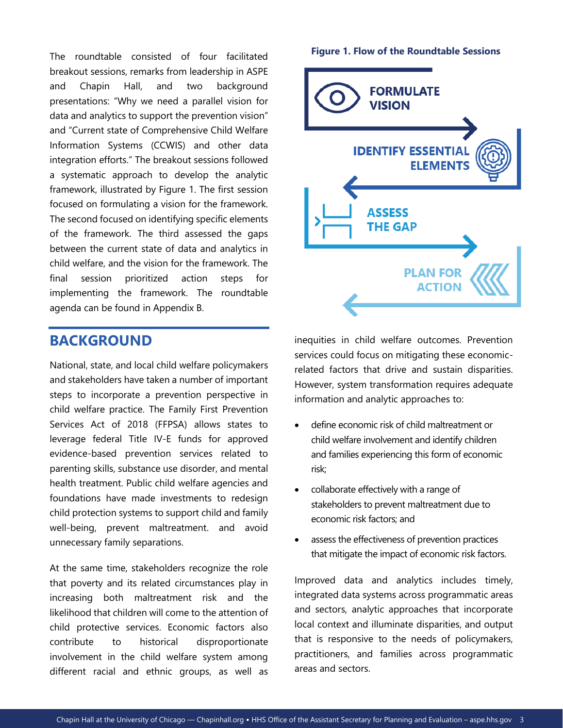The roundtable consisted of four facilitated breakout sessions, remarks from leadership in ASPE and Chapin Hall, and two background presentations: "Why we need a parallel vision for data and analytics to support the prevention vision" and "Current state of Comprehensive Child Welfare Information Systems (CCWIS) and other data integration efforts." The breakout sessions followed a systematic approach to develop the analytic framework, illustrated by Figure 1. The first session focused on formulating a vision for the framework. The second focused on identifying specific elements of the framework. The third assessed the gaps between the current state of data and analytics in child welfare, and the vision for the framework. The final session prioritized action steps for implementing the framework. The roundtable agenda can be found in Appendix B.

**Figure 1. Flow of the Roundtable Sessions**

FORMULATE VISION → IDENTIFY ESSENTIAL ELEMENTS → ASSESS THE GAP → PLAN FOR ACTION

## BACKGROUND

National, state, and local child welfare policymakers and stakeholders have taken a number of important steps to incorporate a prevention perspective in child welfare practice. The Family First Prevention Services Act of 2018 (FFPSA) allows states to leverage federal Title IV-E funds for approved evidence-based prevention services related to parenting skills, substance use disorder, and mental health treatment. Public child welfare agencies and foundations have made investments to redesign child protection systems to support child and family well-being, prevent maltreatment. and avoid unnecessary family separations.

At the same time, stakeholders recognize the role that poverty and its related circumstances play in increasing both maltreatment risk and the likelihood that children will come to the attention of child protective services. Economic factors also contribute to historical disproportionate involvement in the child welfare system among different racial and ethnic groups, as well as inequities in child welfare outcomes. Prevention services could focus on mitigating these economic-related factors that drive and sustain disparities. However, system transformation requires adequate information and analytic approaches to:

- define economic risk of child maltreatment or child welfare involvement and identify children and families experiencing this form of economic risk;
- collaborate effectively with a range of stakeholders to prevent maltreatment due to economic risk factors; and
- assess the effectiveness of prevention practices that mitigate the impact of economic risk factors.

Improved data and analytics includes timely, integrated data systems across programmatic areas and sectors, analytic approaches that incorporate local context and illuminate disparities, and output that is responsive to the needs of policymakers, practitioners, and families across programmatic areas and sectors.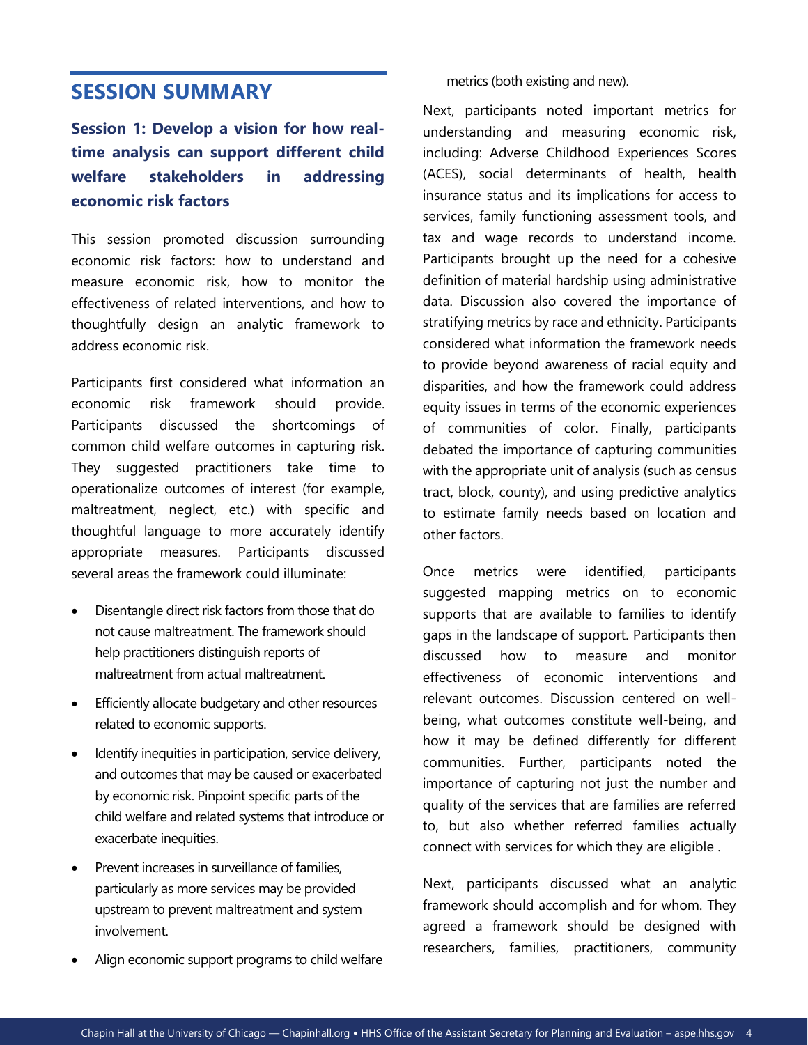## SESSION SUMMARY

### Session 1: Develop a vision for how real-time analysis can support different child welfare stakeholders in addressing economic risk factors

This session promoted discussion surrounding economic risk factors: how to understand and measure economic risk, how to monitor the effectiveness of related interventions, and how to thoughtfully design an analytic framework to address economic risk.

Participants first considered what information an economic risk framework should provide. Participants discussed the shortcomings of common child welfare outcomes in capturing risk. They suggested practitioners take time to operationalize outcomes of interest (for example, maltreatment, neglect, etc.) with specific and thoughtful language to more accurately identify appropriate measures. Participants discussed several areas the framework could illuminate:

- Disentangle direct risk factors from those that do not cause maltreatment. The framework should help practitioners distinguish reports of maltreatment from actual maltreatment.
- Efficiently allocate budgetary and other resources related to economic supports.
- Identify inequities in participation, service delivery, and outcomes that may be caused or exacerbated by economic risk. Pinpoint specific parts of the child welfare and related systems that introduce or exacerbate inequities.
- Prevent increases in surveillance of families, particularly as more services may be provided upstream to prevent maltreatment and system involvement.
- Align economic support programs to child welfare metrics (both existing and new).

Next, participants noted important metrics for understanding and measuring economic risk, including: Adverse Childhood Experiences Scores (ACES), social determinants of health, health insurance status and its implications for access to services, family functioning assessment tools, and tax and wage records to understand income. Participants brought up the need for a cohesive definition of material hardship using administrative data. Discussion also covered the importance of stratifying metrics by race and ethnicity. Participants considered what information the framework needs to provide beyond awareness of racial equity and disparities, and how the framework could address equity issues in terms of the economic experiences of communities of color. Finally, participants debated the importance of capturing communities with the appropriate unit of analysis (such as census tract, block, county), and using predictive analytics to estimate family needs based on location and other factors.

Once metrics were identified, participants suggested mapping metrics on to economic supports that are available to families to identify gaps in the landscape of support. Participants then discussed how to measure and monitor effectiveness of economic interventions and relevant outcomes. Discussion centered on well-being, what outcomes constitute well-being, and how it may be defined differently for different communities. Further, participants noted the importance of capturing not just the number and quality of the services that are families are referred to, but also whether referred families actually connect with services for which they are eligible .

Next, participants discussed what an analytic framework should accomplish and for whom. They agreed a framework should be designed with researchers, families, practitioners, community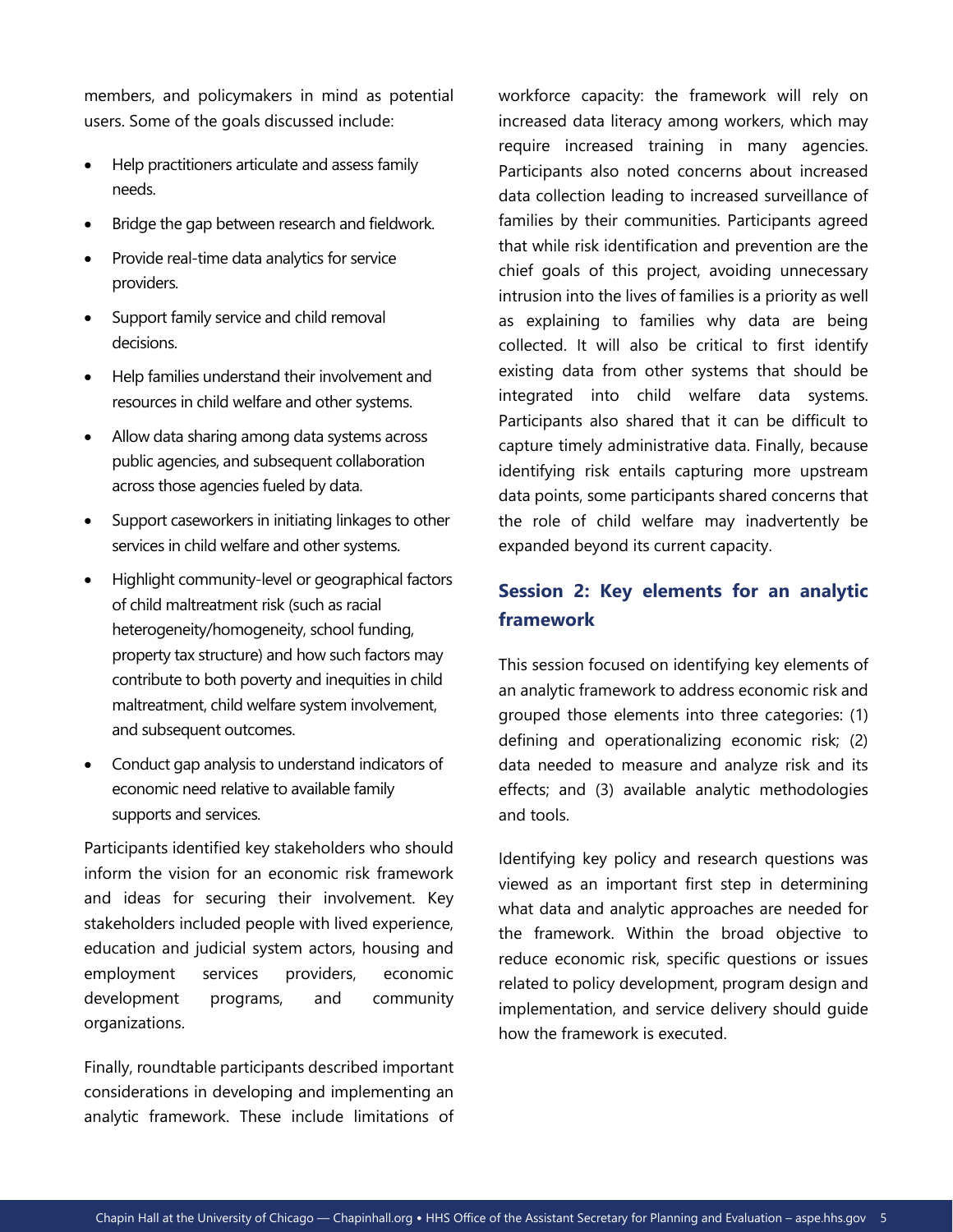members, and policymakers in mind as potential users. Some of the goals discussed include:

- Help practitioners articulate and assess family needs.
- Bridge the gap between research and fieldwork.
- Provide real-time data analytics for service providers.
- Support family service and child removal decisions.
- Help families understand their involvement and resources in child welfare and other systems.
- Allow data sharing among data systems across public agencies, and subsequent collaboration across those agencies fueled by data.
- Support caseworkers in initiating linkages to other services in child welfare and other systems.
- Highlight community-level or geographical factors of child maltreatment risk (such as racial heterogeneity/homogeneity, school funding, property tax structure) and how such factors may contribute to both poverty and inequities in child maltreatment, child welfare system involvement, and subsequent outcomes.
- Conduct gap analysis to understand indicators of economic need relative to available family supports and services.

Participants identified key stakeholders who should inform the vision for an economic risk framework and ideas for securing their involvement. Key stakeholders included people with lived experience, education and judicial system actors, housing and employment services providers, economic development programs, and community organizations.

Finally, roundtable participants described important considerations in developing and implementing an analytic framework. These include limitations of workforce capacity: the framework will rely on increased data literacy among workers, which may require increased training in many agencies. Participants also noted concerns about increased data collection leading to increased surveillance of families by their communities. Participants agreed that while risk identification and prevention are the chief goals of this project, avoiding unnecessary intrusion into the lives of families is a priority as well as explaining to families why data are being collected. It will also be critical to first identify existing data from other systems that should be integrated into child welfare data systems. Participants also shared that it can be difficult to capture timely administrative data. Finally, because identifying risk entails capturing more upstream data points, some participants shared concerns that the role of child welfare may inadvertently be expanded beyond its current capacity.

## Session 2: Key elements for an analytic framework

This session focused on identifying key elements of an analytic framework to address economic risk and grouped those elements into three categories: (1) defining and operationalizing economic risk; (2) data needed to measure and analyze risk and its effects; and (3) available analytic methodologies and tools.

Identifying key policy and research questions was viewed as an important first step in determining what data and analytic approaches are needed for the framework. Within the broad objective to reduce economic risk, specific questions or issues related to policy development, program design and implementation, and service delivery should guide how the framework is executed.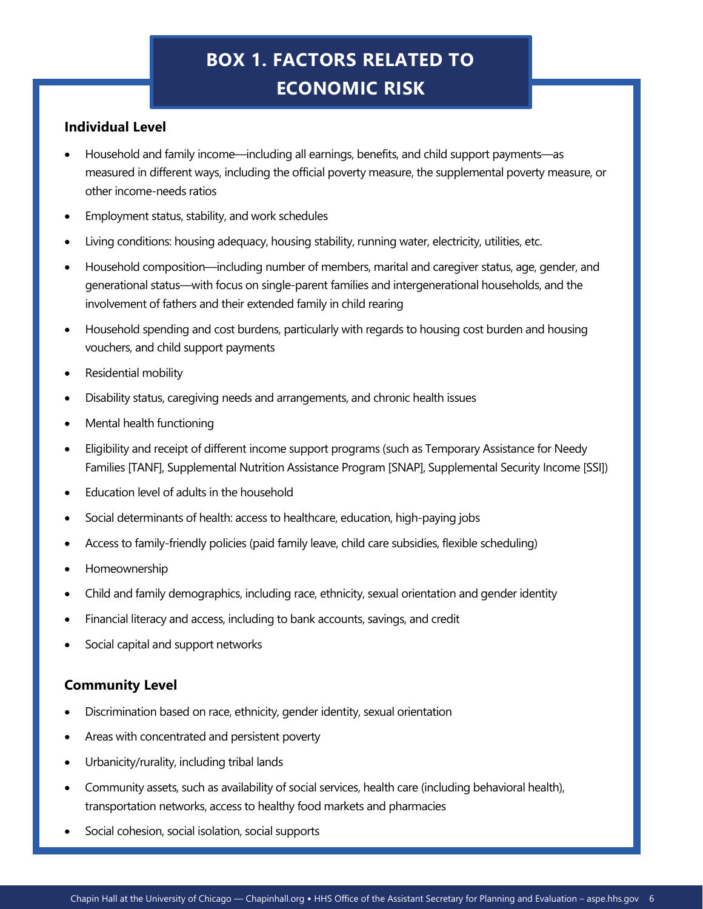## BOX 1. FACTORS RELATED TO ECONOMIC RISK

### Individual Level

- Household and family income—including all earnings, benefits, and child support payments—as measured in different ways, including the official poverty measure, the supplemental poverty measure, or other income-needs ratios
- Employment status, stability, and work schedules
- Living conditions: housing adequacy, housing stability, running water, electricity, utilities, etc.
- Household composition—including number of members, marital and caregiver status, age, gender, and generational status—with focus on single-parent families and intergenerational households, and the involvement of fathers and their extended family in child rearing
- Household spending and cost burdens, particularly with regards to housing cost burden and housing vouchers, and child support payments
- Residential mobility
- Disability status, caregiving needs and arrangements, and chronic health issues
- Mental health functioning
- Eligibility and receipt of different income support programs (such as Temporary Assistance for Needy Families [TANF], Supplemental Nutrition Assistance Program [SNAP], Supplemental Security Income [SSI])
- Education level of adults in the household
- Social determinants of health: access to healthcare, education, high-paying jobs
- Access to family-friendly policies (paid family leave, child care subsidies, flexible scheduling)
- Homeownership
- Child and family demographics, including race, ethnicity, sexual orientation and gender identity
- Financial literacy and access, including to bank accounts, savings, and credit
- Social capital and support networks

### Community Level

- Discrimination based on race, ethnicity, gender identity, sexual orientation
- Areas with concentrated and persistent poverty
- Urbanicity/rurality, including tribal lands
- Community assets, such as availability of social services, health care (including behavioral health), transportation networks, access to healthy food markets and pharmacies
- Social cohesion, social isolation, social supports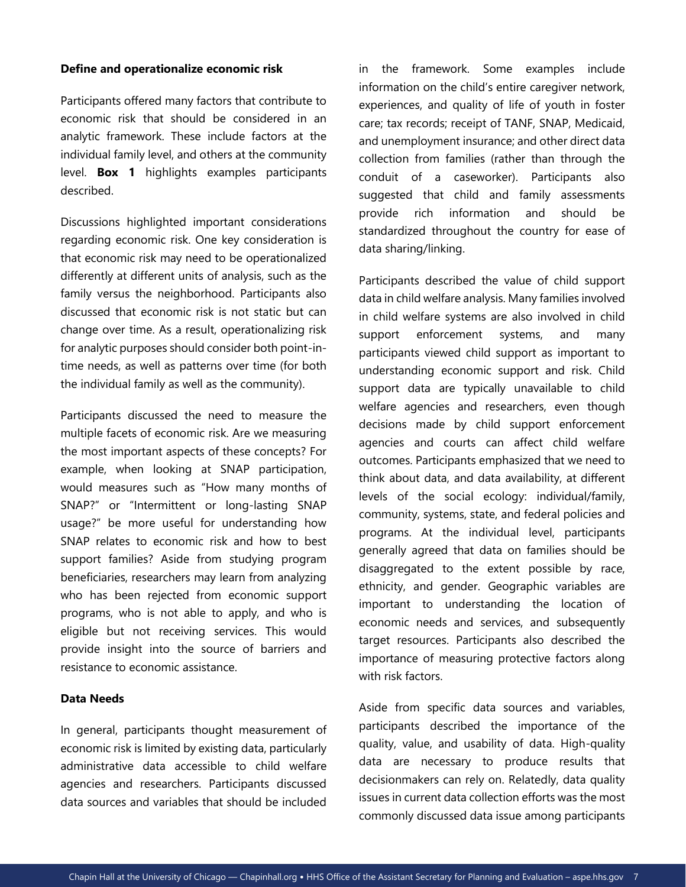### Define and operationalize economic risk

Participants offered many factors that contribute to economic risk that should be considered in an analytic framework. These include factors at the individual family level, and others at the community level. **Box 1** highlights examples participants described.

Discussions highlighted important considerations regarding economic risk. One key consideration is that economic risk may need to be operationalized differently at different units of analysis, such as the family versus the neighborhood. Participants also discussed that economic risk is not static but can change over time. As a result, operationalizing risk for analytic purposes should consider both point-in-time needs, as well as patterns over time (for both the individual family as well as the community).

Participants discussed the need to measure the multiple facets of economic risk. Are we measuring the most important aspects of these concepts? For example, when looking at SNAP participation, would measures such as "How many months of SNAP?" or "Intermittent or long-lasting SNAP usage?" be more useful for understanding how SNAP relates to economic risk and how to best support families? Aside from studying program beneficiaries, researchers may learn from analyzing who has been rejected from economic support programs, who is not able to apply, and who is eligible but not receiving services. This would provide insight into the source of barriers and resistance to economic assistance.

### Data Needs

In general, participants thought measurement of economic risk is limited by existing data, particularly administrative data accessible to child welfare agencies and researchers. Participants discussed data sources and variables that should be included in the framework. Some examples include information on the child's entire caregiver network, experiences, and quality of life of youth in foster care; tax records; receipt of TANF, SNAP, Medicaid, and unemployment insurance; and other direct data collection from families (rather than through the conduit of a caseworker). Participants also suggested that child and family assessments provide rich information and should be standardized throughout the country for ease of data sharing/linking.

Participants described the value of child support data in child welfare analysis. Many families involved in child welfare systems are also involved in child support enforcement systems, and many participants viewed child support as important to understanding economic support and risk. Child support data are typically unavailable to child welfare agencies and researchers, even though decisions made by child support enforcement agencies and courts can affect child welfare outcomes. Participants emphasized that we need to think about data, and data availability, at different levels of the social ecology: individual/family, community, systems, state, and federal policies and programs. At the individual level, participants generally agreed that data on families should be disaggregated to the extent possible by race, ethnicity, and gender. Geographic variables are important to understanding the location of economic needs and services, and subsequently target resources. Participants also described the importance of measuring protective factors along with risk factors.

Aside from specific data sources and variables, participants described the importance of the quality, value, and usability of data. High-quality data are necessary to produce results that decisionmakers can rely on. Relatedly, data quality issues in current data collection efforts was the most commonly discussed data issue among participants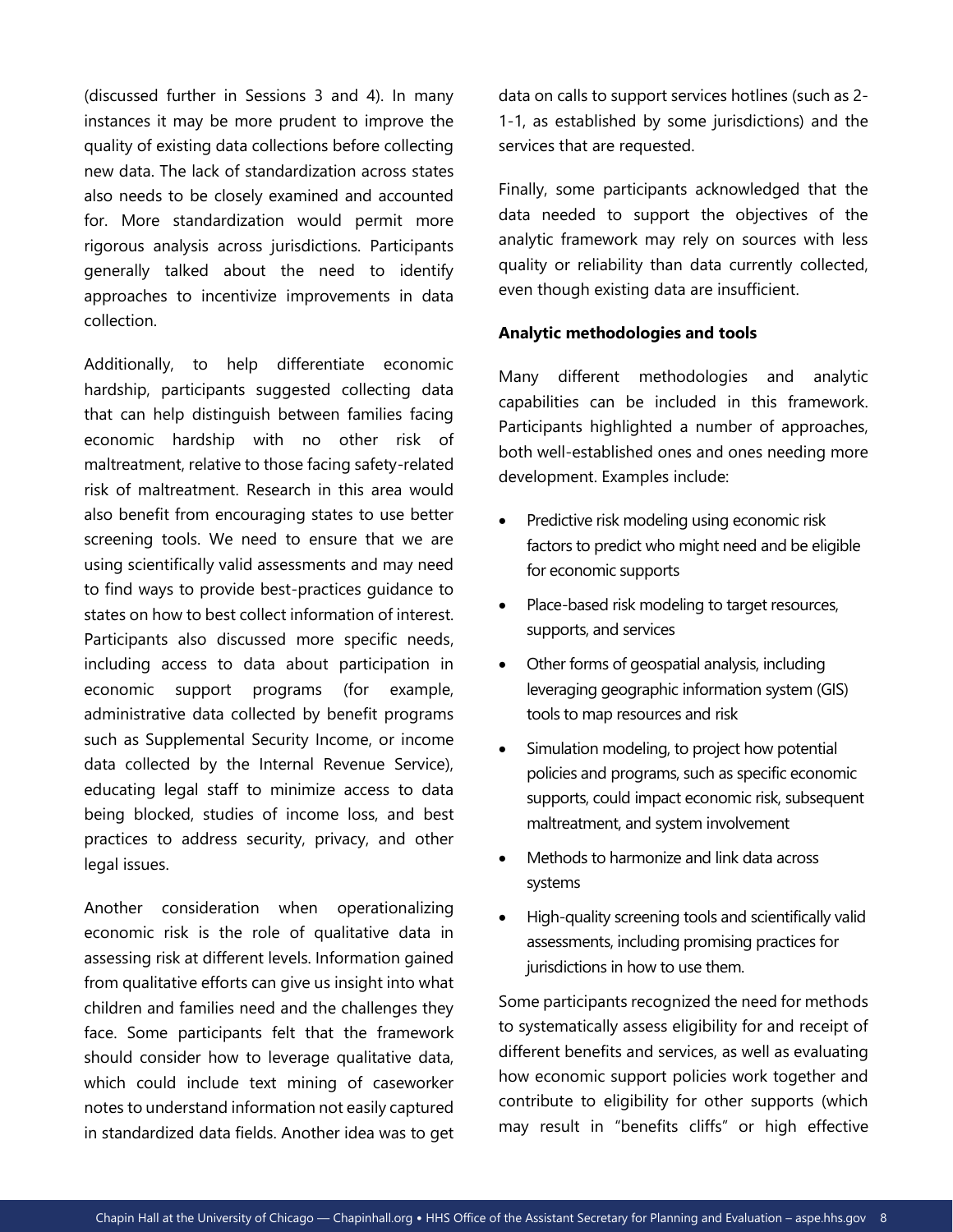(discussed further in Sessions 3 and 4). In many instances it may be more prudent to improve the quality of existing data collections before collecting new data. The lack of standardization across states also needs to be closely examined and accounted for. More standardization would permit more rigorous analysis across jurisdictions. Participants generally talked about the need to identify approaches to incentivize improvements in data collection.

Additionally, to help differentiate economic hardship, participants suggested collecting data that can help distinguish between families facing economic hardship with no other risk of maltreatment, relative to those facing safety-related risk of maltreatment. Research in this area would also benefit from encouraging states to use better screening tools. We need to ensure that we are using scientifically valid assessments and may need to find ways to provide best-practices guidance to states on how to best collect information of interest. Participants also discussed more specific needs, including access to data about participation in economic support programs (for example, administrative data collected by benefit programs such as Supplemental Security Income, or income data collected by the Internal Revenue Service), educating legal staff to minimize access to data being blocked, studies of income loss, and best practices to address security, privacy, and other legal issues.

Another consideration when operationalizing economic risk is the role of qualitative data in assessing risk at different levels. Information gained from qualitative efforts can give us insight into what children and families need and the challenges they face. Some participants felt that the framework should consider how to leverage qualitative data, which could include text mining of caseworker notes to understand information not easily captured in standardized data fields. Another idea was to get data on calls to support services hotlines (such as 2-1-1, as established by some jurisdictions) and the services that are requested.

Finally, some participants acknowledged that the data needed to support the objectives of the analytic framework may rely on sources with less quality or reliability than data currently collected, even though existing data are insufficient.

**Analytic methodologies and tools**

Many different methodologies and analytic capabilities can be included in this framework. Participants highlighted a number of approaches, both well-established ones and ones needing more development. Examples include:

- Predictive risk modeling using economic risk factors to predict who might need and be eligible for economic supports
- Place-based risk modeling to target resources, supports, and services
- Other forms of geospatial analysis, including leveraging geographic information system (GIS) tools to map resources and risk
- Simulation modeling, to project how potential policies and programs, such as specific economic supports, could impact economic risk, subsequent maltreatment, and system involvement
- Methods to harmonize and link data across systems
- High-quality screening tools and scientifically valid assessments, including promising practices for jurisdictions in how to use them.

Some participants recognized the need for methods to systematically assess eligibility for and receipt of different benefits and services, as well as evaluating how economic support policies work together and contribute to eligibility for other supports (which may result in "benefits cliffs" or high effective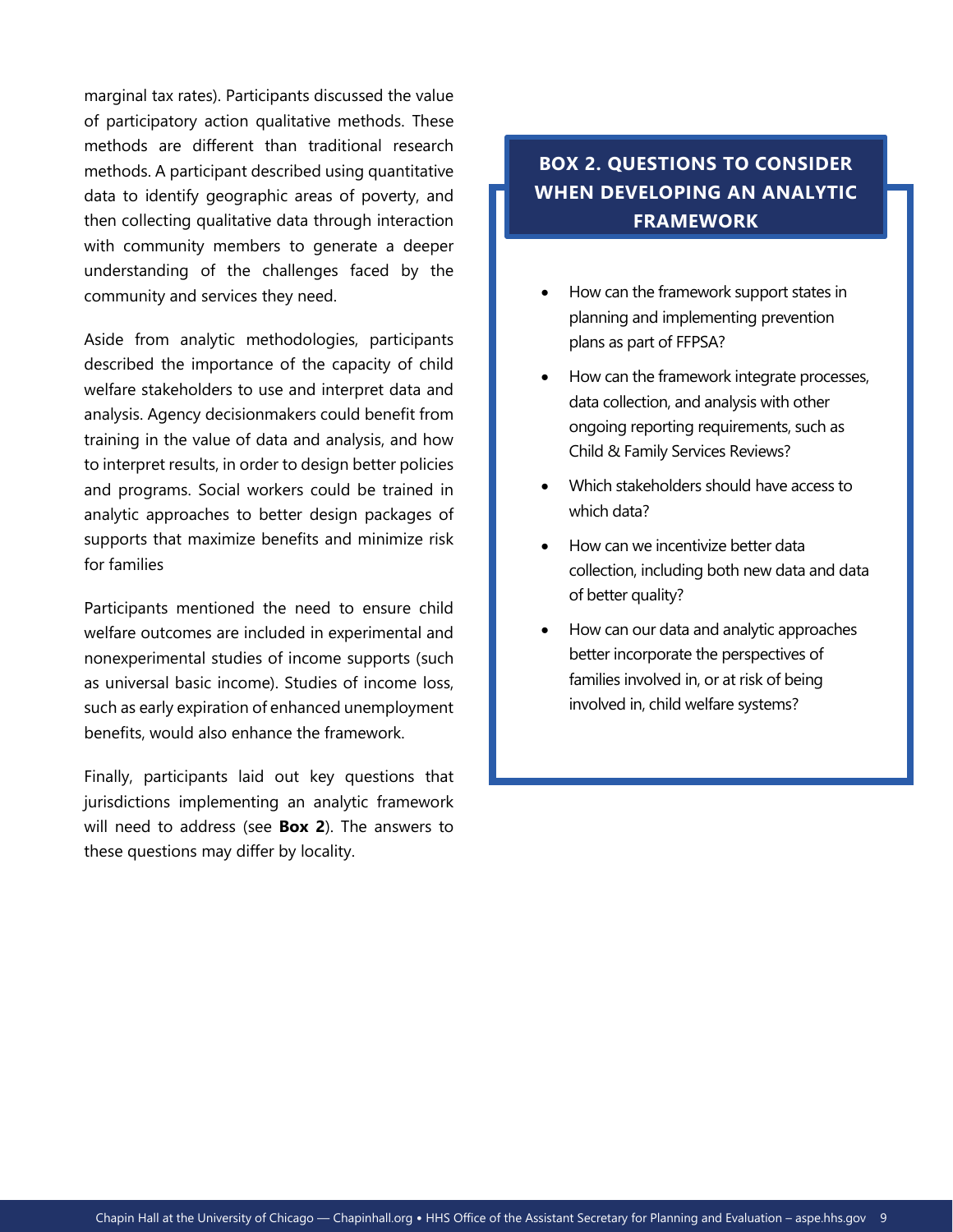marginal tax rates). Participants discussed the value of participatory action qualitative methods. These methods are different than traditional research methods. A participant described using quantitative data to identify geographic areas of poverty, and then collecting qualitative data through interaction with community members to generate a deeper understanding of the challenges faced by the community and services they need.

Aside from analytic methodologies, participants described the importance of the capacity of child welfare stakeholders to use and interpret data and analysis. Agency decisionmakers could benefit from training in the value of data and analysis, and how to interpret results, in order to design better policies and programs. Social workers could be trained in analytic approaches to better design packages of supports that maximize benefits and minimize risk for families

Participants mentioned the need to ensure child welfare outcomes are included in experimental and nonexperimental studies of income supports (such as universal basic income). Studies of income loss, such as early expiration of enhanced unemployment benefits, would also enhance the framework.

Finally, participants laid out key questions that jurisdictions implementing an analytic framework will need to address (see **Box 2**). The answers to these questions may differ by locality.

### BOX 2. QUESTIONS TO CONSIDER WHEN DEVELOPING AN ANALYTIC FRAMEWORK

- How can the framework support states in planning and implementing prevention plans as part of FFPSA?
- How can the framework integrate processes, data collection, and analysis with other ongoing reporting requirements, such as Child & Family Services Reviews?
- Which stakeholders should have access to which data?
- How can we incentivize better data collection, including both new data and data of better quality?
- How can our data and analytic approaches better incorporate the perspectives of families involved in, or at risk of being involved in, child welfare systems?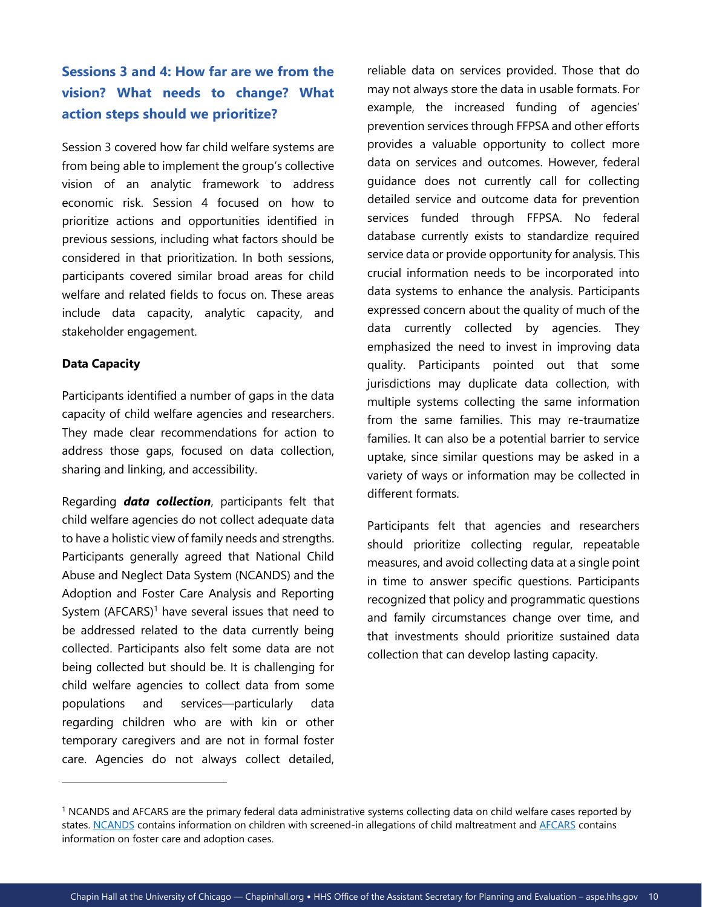## Sessions 3 and 4: How far are we from the vision? What needs to change? What action steps should we prioritize?

Session 3 covered how far child welfare systems are from being able to implement the group's collective vision of an analytic framework to address economic risk. Session 4 focused on how to prioritize actions and opportunities identified in previous sessions, including what factors should be considered in that prioritization. In both sessions, participants covered similar broad areas for child welfare and related fields to focus on. These areas include data capacity, analytic capacity, and stakeholder engagement.

### Data Capacity

Participants identified a number of gaps in the data capacity of child welfare agencies and researchers. They made clear recommendations for action to address those gaps, focused on data collection, sharing and linking, and accessibility.

Regarding ***data collection***, participants felt that child welfare agencies do not collect adequate data to have a holistic view of family needs and strengths. Participants generally agreed that National Child Abuse and Neglect Data System (NCANDS) and the Adoption and Foster Care Analysis and Reporting System (AFCARS)[1] have several issues that need to be addressed related to the data currently being collected. Participants also felt some data are not being collected but should be. It is challenging for child welfare agencies to collect data from some populations and services—particularly data regarding children who are with kin or other temporary caregivers and are not in formal foster care. Agencies do not always collect detailed, reliable data on services provided. Those that do may not always store the data in usable formats. For example, the increased funding of agencies' prevention services through FFPSA and other efforts provides a valuable opportunity to collect more data on services and outcomes. However, federal guidance does not currently call for collecting detailed service and outcome data for prevention services funded through FFPSA. No federal database currently exists to standardize required service data or provide opportunity for analysis. This crucial information needs to be incorporated into data systems to enhance the analysis. Participants expressed concern about the quality of much of the data currently collected by agencies. They emphasized the need to invest in improving data quality. Participants pointed out that some jurisdictions may duplicate data collection, with multiple systems collecting the same information from the same families. This may re-traumatize families. It can also be a potential barrier to service uptake, since similar questions may be asked in a variety of ways or information may be collected in different formats.

Participants felt that agencies and researchers should prioritize collecting regular, repeatable measures, and avoid collecting data at a single point in time to answer specific questions. Participants recognized that policy and programmatic questions and family circumstances change over time, and that investments should prioritize sustained data collection that can develop lasting capacity.

---

[1] NCANDS and AFCARS are the primary federal data administrative systems collecting data on child welfare cases reported by states. NCANDS contains information on children with screened-in allegations of child maltreatment and AFCARS contains information on foster care and adoption cases.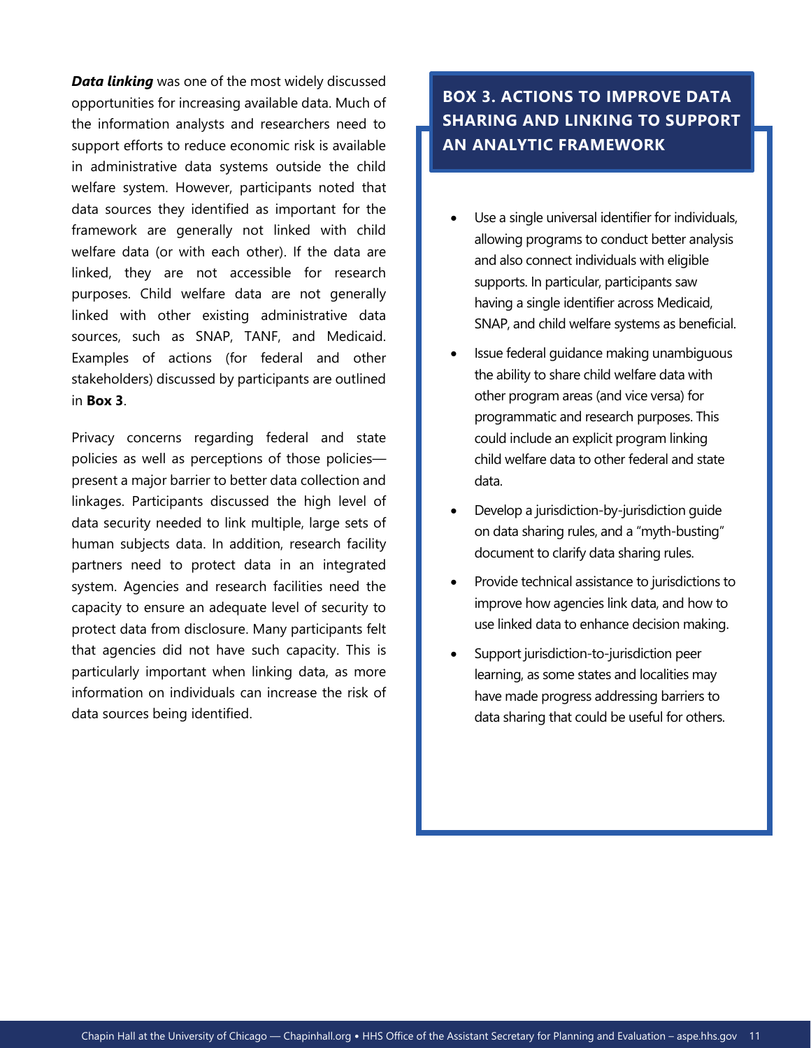***Data linking*** was one of the most widely discussed opportunities for increasing available data. Much of the information analysts and researchers need to support efforts to reduce economic risk is available in administrative data systems outside the child welfare system. However, participants noted that data sources they identified as important for the framework are generally not linked with child welfare data (or with each other). If the data are linked, they are not accessible for research purposes. Child welfare data are not generally linked with other existing administrative data sources, such as SNAP, TANF, and Medicaid. Examples of actions (for federal and other stakeholders) discussed by participants are outlined in **Box 3**.

Privacy concerns regarding federal and state policies as well as perceptions of those policies—present a major barrier to better data collection and linkages. Participants discussed the high level of data security needed to link multiple, large sets of human subjects data. In addition, research facility partners need to protect data in an integrated system. Agencies and research facilities need the capacity to ensure an adequate level of security to protect data from disclosure. Many participants felt that agencies did not have such capacity. This is particularly important when linking data, as more information on individuals can increase the risk of data sources being identified.

### BOX 3. ACTIONS TO IMPROVE DATA SHARING AND LINKING TO SUPPORT AN ANALYTIC FRAMEWORK

- Use a single universal identifier for individuals, allowing programs to conduct better analysis and also connect individuals with eligible supports. In particular, participants saw having a single identifier across Medicaid, SNAP, and child welfare systems as beneficial.
- Issue federal guidance making unambiguous the ability to share child welfare data with other program areas (and vice versa) for programmatic and research purposes. This could include an explicit program linking child welfare data to other federal and state data.
- Develop a jurisdiction-by-jurisdiction guide on data sharing rules, and a "myth-busting" document to clarify data sharing rules.
- Provide technical assistance to jurisdictions to improve how agencies link data, and how to use linked data to enhance decision making.
- Support jurisdiction-to-jurisdiction peer learning, as some states and localities may have made progress addressing barriers to data sharing that could be useful for others.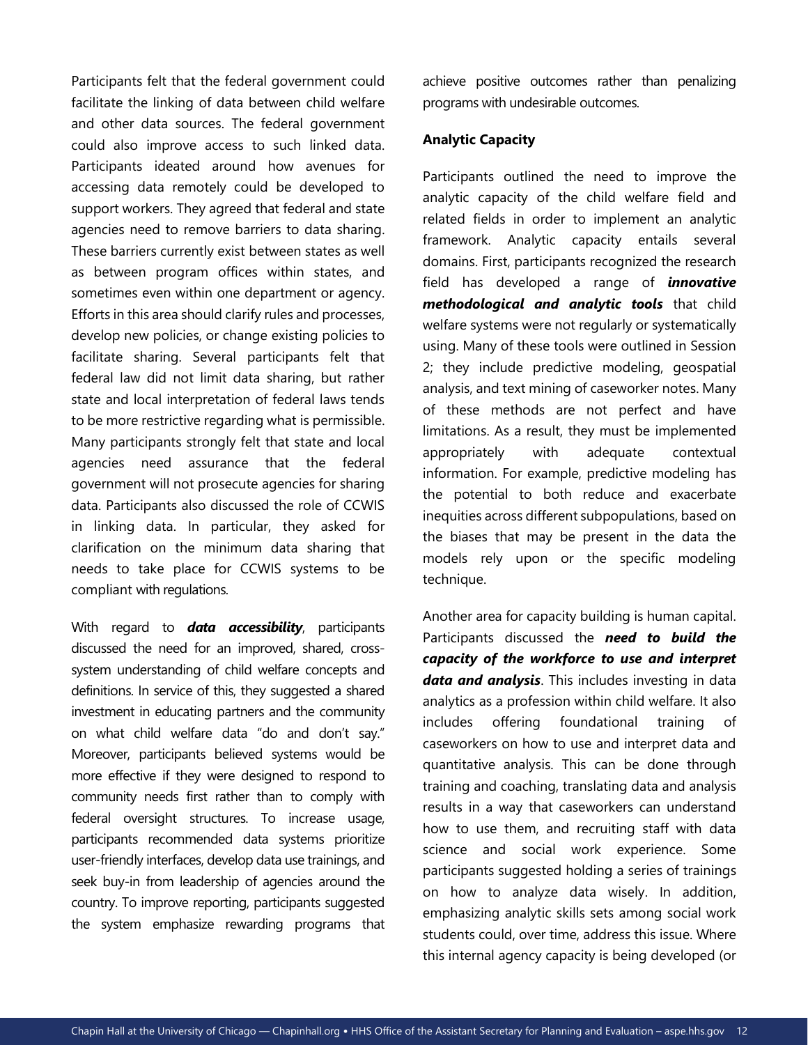Participants felt that the federal government could facilitate the linking of data between child welfare and other data sources. The federal government could also improve access to such linked data. Participants ideated around how avenues for accessing data remotely could be developed to support workers. They agreed that federal and state agencies need to remove barriers to data sharing. These barriers currently exist between states as well as between program offices within states, and sometimes even within one department or agency. Efforts in this area should clarify rules and processes, develop new policies, or change existing policies to facilitate sharing. Several participants felt that federal law did not limit data sharing, but rather state and local interpretation of federal laws tends to be more restrictive regarding what is permissible. Many participants strongly felt that state and local agencies need assurance that the federal government will not prosecute agencies for sharing data. Participants also discussed the role of CCWIS in linking data. In particular, they asked for clarification on the minimum data sharing that needs to take place for CCWIS systems to be compliant with regulations.

With regard to ***data accessibility***, participants discussed the need for an improved, shared, cross-system understanding of child welfare concepts and definitions. In service of this, they suggested a shared investment in educating partners and the community on what child welfare data "do and don't say." Moreover, participants believed systems would be more effective if they were designed to respond to community needs first rather than to comply with federal oversight structures. To increase usage, participants recommended data systems prioritize user-friendly interfaces, develop data use trainings, and seek buy-in from leadership of agencies around the country. To improve reporting, participants suggested the system emphasize rewarding programs that achieve positive outcomes rather than penalizing programs with undesirable outcomes.

**Analytic Capacity**

Participants outlined the need to improve the analytic capacity of the child welfare field and related fields in order to implement an analytic framework. Analytic capacity entails several domains. First, participants recognized the research field has developed a range of ***innovative methodological and analytic tools*** that child welfare systems were not regularly or systematically using. Many of these tools were outlined in Session 2; they include predictive modeling, geospatial analysis, and text mining of caseworker notes. Many of these methods are not perfect and have limitations. As a result, they must be implemented appropriately with adequate contextual information. For example, predictive modeling has the potential to both reduce and exacerbate inequities across different subpopulations, based on the biases that may be present in the data the models rely upon or the specific modeling technique.

Another area for capacity building is human capital. Participants discussed the ***need to build the capacity of the workforce to use and interpret data and analysis***. This includes investing in data analytics as a profession within child welfare. It also includes offering foundational training of caseworkers on how to use and interpret data and quantitative analysis. This can be done through training and coaching, translating data and analysis results in a way that caseworkers can understand how to use them, and recruiting staff with data science and social work experience. Some participants suggested holding a series of trainings on how to analyze data wisely. In addition, emphasizing analytic skills sets among social work students could, over time, address this issue. Where this internal agency capacity is being developed (or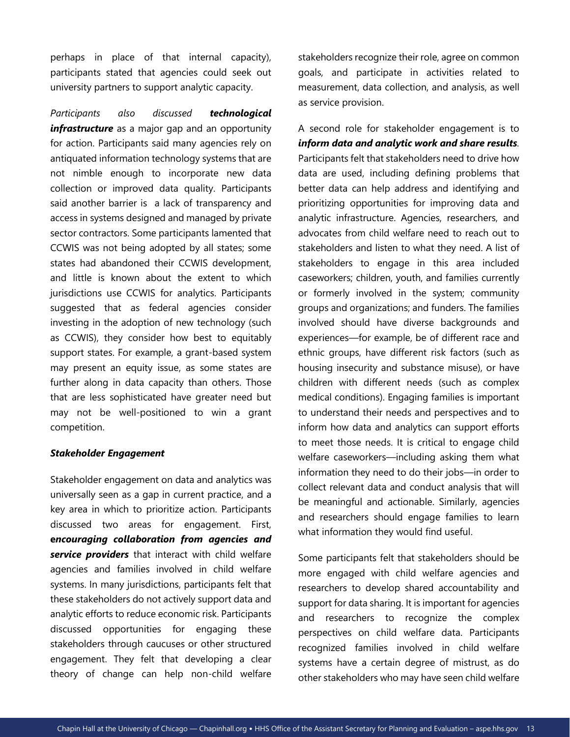perhaps in place of that internal capacity), participants stated that agencies could seek out university partners to support analytic capacity.

*Participants also discussed* ***technological infrastructure*** as a major gap and an opportunity for action. Participants said many agencies rely on antiquated information technology systems that are not nimble enough to incorporate new data collection or improved data quality. Participants said another barrier is a lack of transparency and access in systems designed and managed by private sector contractors. Some participants lamented that CCWIS was not being adopted by all states; some states had abandoned their CCWIS development, and little is known about the extent to which jurisdictions use CCWIS for analytics. Participants suggested that as federal agencies consider investing in the adoption of new technology (such as CCWIS), they consider how best to equitably support states. For example, a grant-based system may present an equity issue, as some states are further along in data capacity than others. Those that are less sophisticated have greater need but may not be well-positioned to win a grant competition.

***Stakeholder Engagement***

Stakeholder engagement on data and analytics was universally seen as a gap in current practice, and a key area in which to prioritize action. Participants discussed two areas for engagement. First, ***encouraging collaboration from agencies and service providers*** that interact with child welfare agencies and families involved in child welfare systems. In many jurisdictions, participants felt that these stakeholders do not actively support data and analytic efforts to reduce economic risk. Participants discussed opportunities for engaging these stakeholders through caucuses or other structured engagement. They felt that developing a clear theory of change can help non-child welfare stakeholders recognize their role, agree on common goals, and participate in activities related to measurement, data collection, and analysis, as well as service provision.

A second role for stakeholder engagement is to ***inform data and analytic work and share results***. Participants felt that stakeholders need to drive how data are used, including defining problems that better data can help address and identifying and prioritizing opportunities for improving data and analytic infrastructure. Agencies, researchers, and advocates from child welfare need to reach out to stakeholders and listen to what they need. A list of stakeholders to engage in this area included caseworkers; children, youth, and families currently or formerly involved in the system; community groups and organizations; and funders. The families involved should have diverse backgrounds and experiences—for example, be of different race and ethnic groups, have different risk factors (such as housing insecurity and substance misuse), or have children with different needs (such as complex medical conditions). Engaging families is important to understand their needs and perspectives and to inform how data and analytics can support efforts to meet those needs. It is critical to engage child welfare caseworkers—including asking them what information they need to do their jobs—in order to collect relevant data and conduct analysis that will be meaningful and actionable. Similarly, agencies and researchers should engage families to learn what information they would find useful.

Some participants felt that stakeholders should be more engaged with child welfare agencies and researchers to develop shared accountability and support for data sharing. It is important for agencies and researchers to recognize the complex perspectives on child welfare data. Participants recognized families involved in child welfare systems have a certain degree of mistrust, as do other stakeholders who may have seen child welfare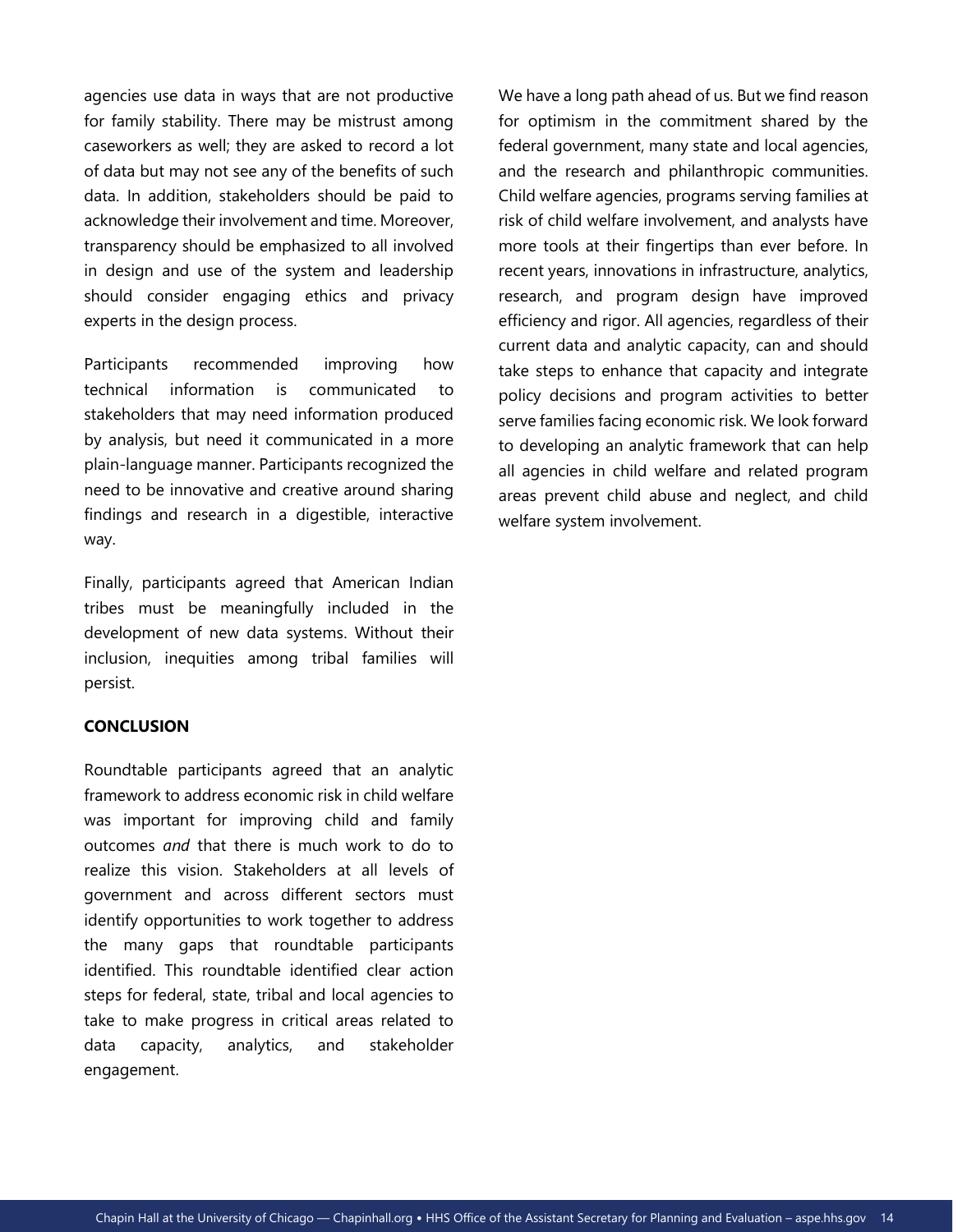agencies use data in ways that are not productive for family stability. There may be mistrust among caseworkers as well; they are asked to record a lot of data but may not see any of the benefits of such data. In addition, stakeholders should be paid to acknowledge their involvement and time. Moreover, transparency should be emphasized to all involved in design and use of the system and leadership should consider engaging ethics and privacy experts in the design process.

Participants recommended improving how technical information is communicated to stakeholders that may need information produced by analysis, but need it communicated in a more plain-language manner. Participants recognized the need to be innovative and creative around sharing findings and research in a digestible, interactive way.

Finally, participants agreed that American Indian tribes must be meaningfully included in the development of new data systems. Without their inclusion, inequities among tribal families will persist.

## CONCLUSION

Roundtable participants agreed that an analytic framework to address economic risk in child welfare was important for improving child and family outcomes *and* that there is much work to do to realize this vision. Stakeholders at all levels of government and across different sectors must identify opportunities to work together to address the many gaps that roundtable participants identified. This roundtable identified clear action steps for federal, state, tribal and local agencies to take to make progress in critical areas related to data capacity, analytics, and stakeholder engagement.

We have a long path ahead of us. But we find reason for optimism in the commitment shared by the federal government, many state and local agencies, and the research and philanthropic communities. Child welfare agencies, programs serving families at risk of child welfare involvement, and analysts have more tools at their fingertips than ever before. In recent years, innovations in infrastructure, analytics, research, and program design have improved efficiency and rigor. All agencies, regardless of their current data and analytic capacity, can and should take steps to enhance that capacity and integrate policy decisions and program activities to better serve families facing economic risk. We look forward to developing an analytic framework that can help all agencies in child welfare and related program areas prevent child abuse and neglect, and child welfare system involvement.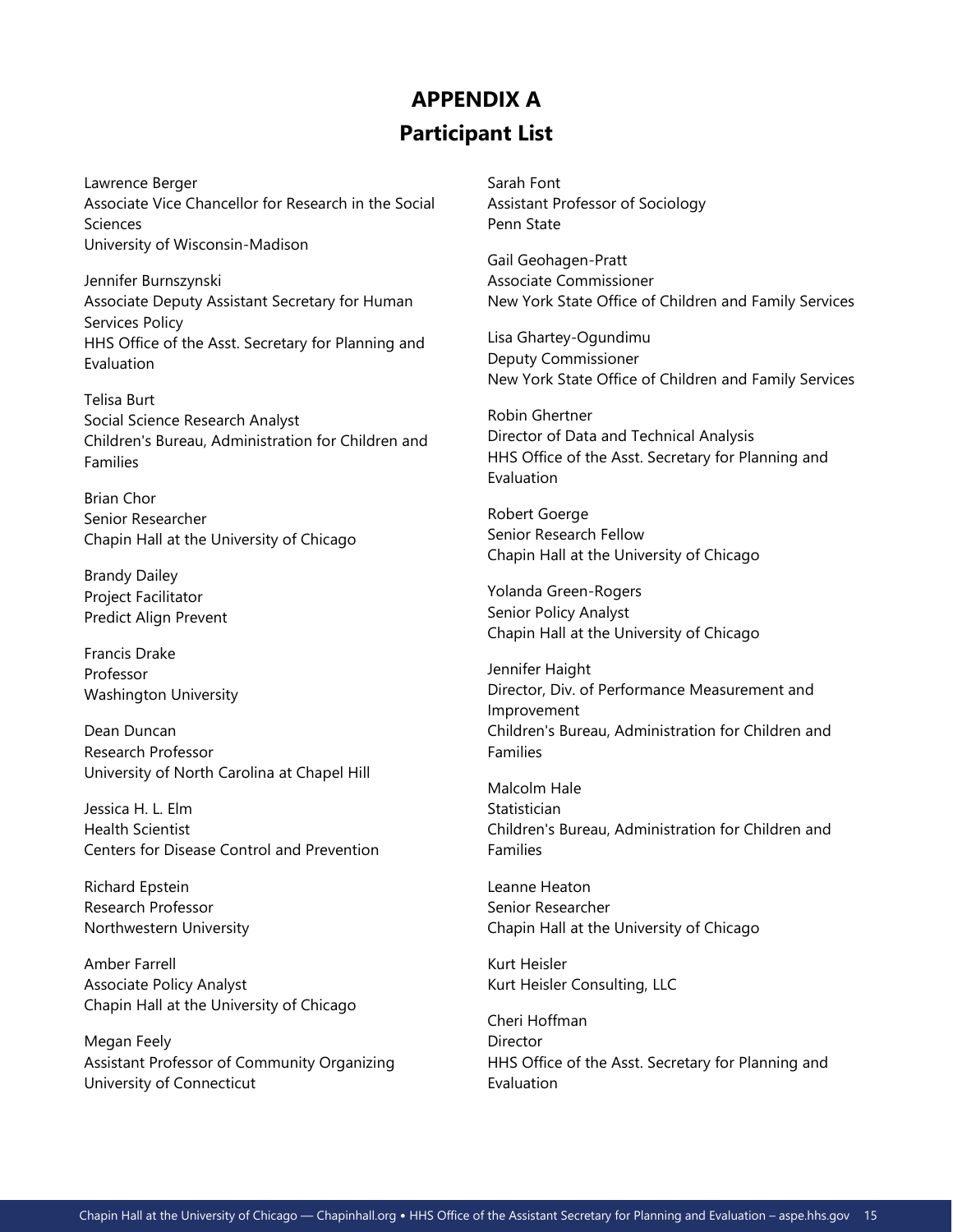# APPENDIX A

## Participant List

Lawrence Berger
Associate Vice Chancellor for Research in the Social Sciences
University of Wisconsin-Madison

Jennifer Burnszynski
Associate Deputy Assistant Secretary for Human Services Policy
HHS Office of the Asst. Secretary for Planning and Evaluation

Telisa Burt
Social Science Research Analyst
Children's Bureau, Administration for Children and Families

Brian Chor
Senior Researcher
Chapin Hall at the University of Chicago

Brandy Dailey
Project Facilitator
Predict Align Prevent

Francis Drake
Professor
Washington University

Dean Duncan
Research Professor
University of North Carolina at Chapel Hill

Jessica H. L. Elm
Health Scientist
Centers for Disease Control and Prevention

Richard Epstein
Research Professor
Northwestern University

Amber Farrell
Associate Policy Analyst
Chapin Hall at the University of Chicago

Megan Feely
Assistant Professor of Community Organizing
University of Connecticut

Sarah Font
Assistant Professor of Sociology
Penn State

Gail Geohagen-Pratt
Associate Commissioner
New York State Office of Children and Family Services

Lisa Ghartey-Ogundimu
Deputy Commissioner
New York State Office of Children and Family Services

Robin Ghertner
Director of Data and Technical Analysis
HHS Office of the Asst. Secretary for Planning and Evaluation

Robert Goerge
Senior Research Fellow
Chapin Hall at the University of Chicago

Yolanda Green-Rogers
Senior Policy Analyst
Chapin Hall at the University of Chicago

Jennifer Haight
Director, Div. of Performance Measurement and Improvement
Children's Bureau, Administration for Children and Families

Malcolm Hale
Statistician
Children's Bureau, Administration for Children and Families

Leanne Heaton
Senior Researcher
Chapin Hall at the University of Chicago

Kurt Heisler
Kurt Heisler Consulting, LLC

Cheri Hoffman
Director
HHS Office of the Asst. Secretary for Planning and Evaluation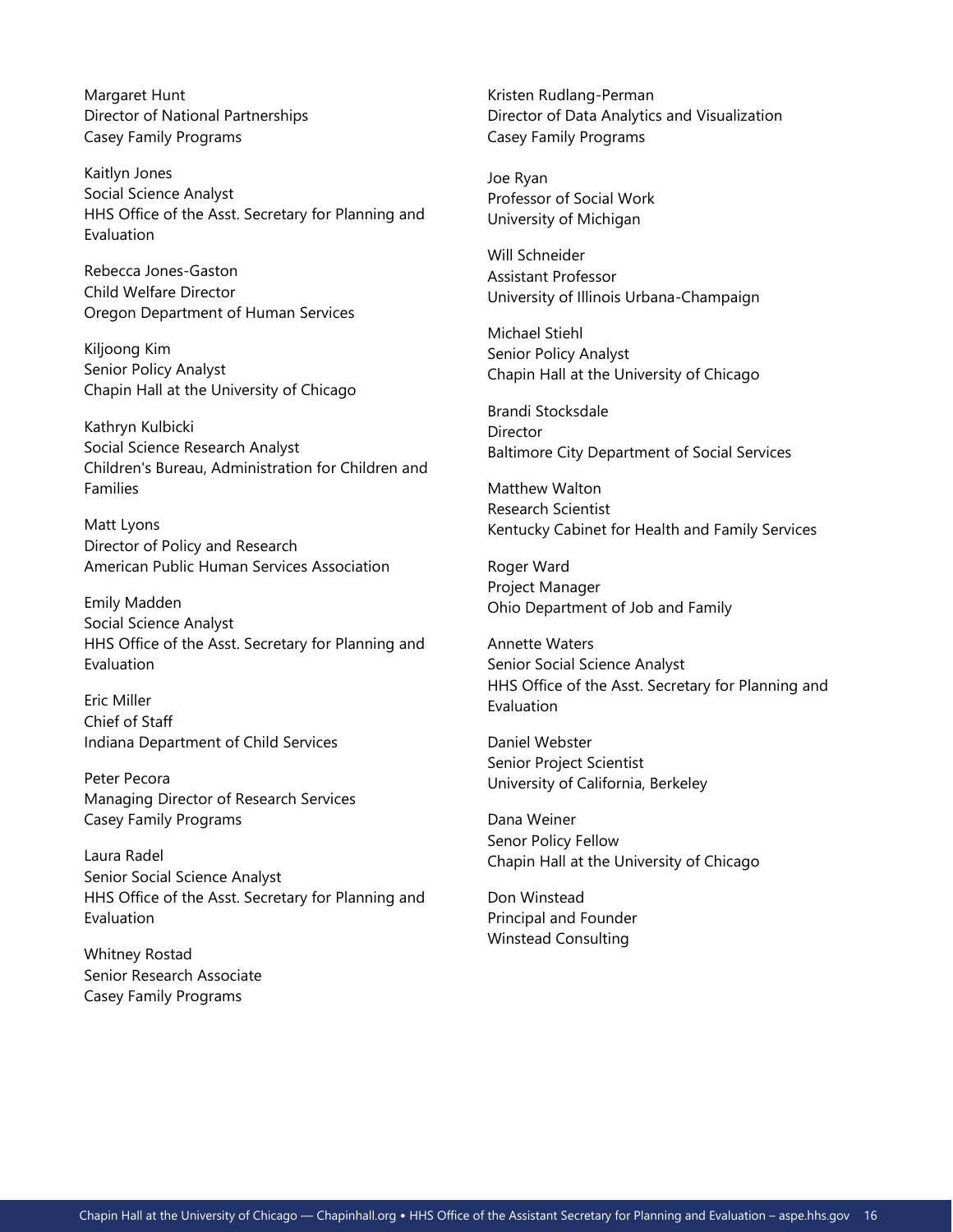Margaret Hunt
Director of National Partnerships
Casey Family Programs

Kaitlyn Jones
Social Science Analyst
HHS Office of the Asst. Secretary for Planning and Evaluation

Rebecca Jones-Gaston
Child Welfare Director
Oregon Department of Human Services

Kiljoong Kim
Senior Policy Analyst
Chapin Hall at the University of Chicago

Kathryn Kulbicki
Social Science Research Analyst
Children's Bureau, Administration for Children and Families

Matt Lyons
Director of Policy and Research
American Public Human Services Association

Emily Madden
Social Science Analyst
HHS Office of the Asst. Secretary for Planning and Evaluation

Eric Miller
Chief of Staff
Indiana Department of Child Services

Peter Pecora
Managing Director of Research Services
Casey Family Programs

Laura Radel
Senior Social Science Analyst
HHS Office of the Asst. Secretary for Planning and Evaluation

Whitney Rostad
Senior Research Associate
Casey Family Programs

Kristen Rudlang-Perman
Director of Data Analytics and Visualization
Casey Family Programs

Joe Ryan
Professor of Social Work
University of Michigan

Will Schneider
Assistant Professor
University of Illinois Urbana-Champaign

Michael Stiehl
Senior Policy Analyst
Chapin Hall at the University of Chicago

Brandi Stocksdale
Director
Baltimore City Department of Social Services

Matthew Walton
Research Scientist
Kentucky Cabinet for Health and Family Services

Roger Ward
Project Manager
Ohio Department of Job and Family

Annette Waters
Senior Social Science Analyst
HHS Office of the Asst. Secretary for Planning and Evaluation

Daniel Webster
Senior Project Scientist
University of California, Berkeley

Dana Weiner
Senor Policy Fellow
Chapin Hall at the University of Chicago

Don Winstead
Principal and Founder
Winstead Consulting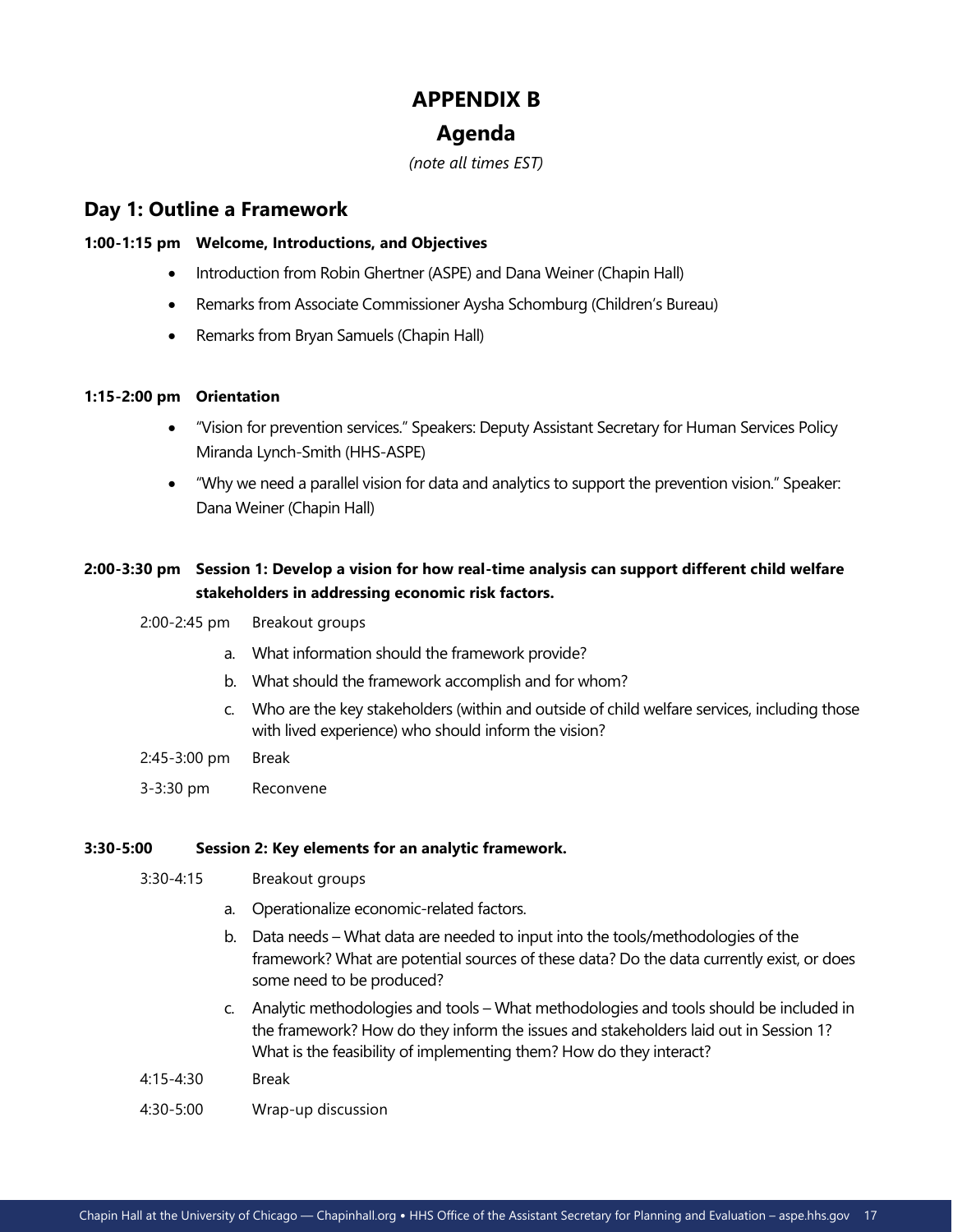# APPENDIX B

## Agenda

*(note all times EST)*

## Day 1: Outline a Framework

**1:00-1:15 pm Welcome, Introductions, and Objectives**

- Introduction from Robin Ghertner (ASPE) and Dana Weiner (Chapin Hall)
- Remarks from Associate Commissioner Aysha Schomburg (Children's Bureau)
- Remarks from Bryan Samuels (Chapin Hall)

**1:15-2:00 pm Orientation**

- "Vision for prevention services." Speakers: Deputy Assistant Secretary for Human Services Policy Miranda Lynch-Smith (HHS-ASPE)
- "Why we need a parallel vision for data and analytics to support the prevention vision." Speaker: Dana Weiner (Chapin Hall)

**2:00-3:30 pm Session 1: Develop a vision for how real-time analysis can support different child welfare stakeholders in addressing economic risk factors.**

2:00-2:45 pm Breakout groups

a. What information should the framework provide?
b. What should the framework accomplish and for whom?
c. Who are the key stakeholders (within and outside of child welfare services, including those with lived experience) who should inform the vision?

2:45-3:00 pm Break

3-3:30 pm Reconvene

**3:30-5:00 Session 2: Key elements for an analytic framework.**

3:30-4:15 Breakout groups

a. Operationalize economic-related factors.
b. Data needs – What data are needed to input into the tools/methodologies of the framework? What are potential sources of these data? Do the data currently exist, or does some need to be produced?
c. Analytic methodologies and tools – What methodologies and tools should be included in the framework? How do they inform the issues and stakeholders laid out in Session 1? What is the feasibility of implementing them? How do they interact?

4:15-4:30 Break

4:30-5:00 Wrap-up discussion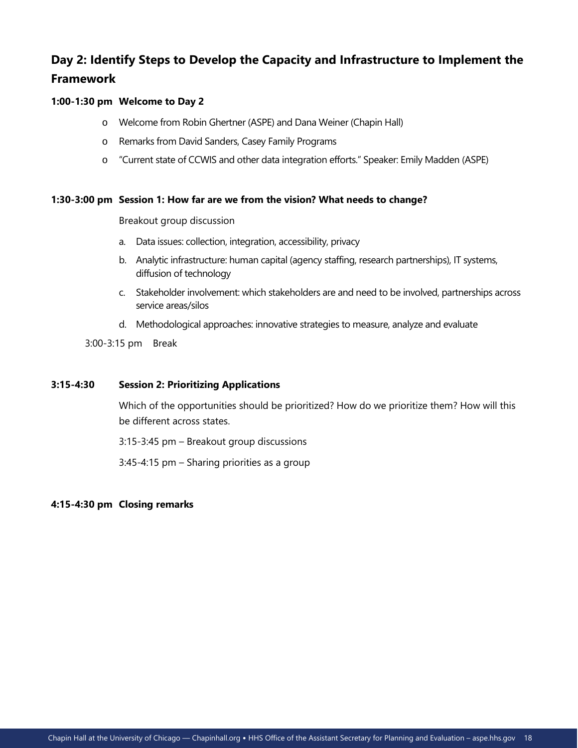## Day 2: Identify Steps to Develop the Capacity and Infrastructure to Implement the Framework

**1:00-1:30 pm Welcome to Day 2**

- Welcome from Robin Ghertner (ASPE) and Dana Weiner (Chapin Hall)
- Remarks from David Sanders, Casey Family Programs
- "Current state of CCWIS and other data integration efforts." Speaker: Emily Madden (ASPE)

**1:30-3:00 pm Session 1: How far are we from the vision? What needs to change?**

Breakout group discussion

a. Data issues: collection, integration, accessibility, privacy
b. Analytic infrastructure: human capital (agency staffing, research partnerships), IT systems, diffusion of technology
c. Stakeholder involvement: which stakeholders are and need to be involved, partnerships across service areas/silos
d. Methodological approaches: innovative strategies to measure, analyze and evaluate

3:00-3:15 pm Break

**3:15-4:30 Session 2: Prioritizing Applications**

Which of the opportunities should be prioritized? How do we prioritize them? How will this be different across states.

3:15-3:45 pm – Breakout group discussions

3:45-4:15 pm – Sharing priorities as a group

**4:15-4:30 pm Closing remarks**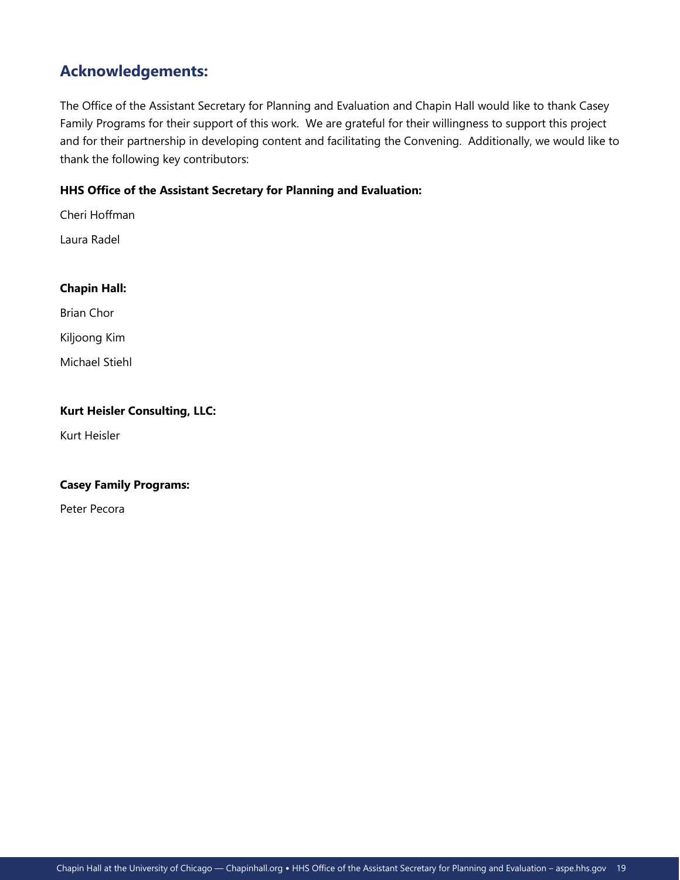## Acknowledgements:

The Office of the Assistant Secretary for Planning and Evaluation and Chapin Hall would like to thank Casey Family Programs for their support of this work. We are grateful for their willingness to support this project and for their partnership in developing content and facilitating the Convening. Additionally, we would like to thank the following key contributors:

**HHS Office of the Assistant Secretary for Planning and Evaluation:**

Cheri Hoffman

Laura Radel

**Chapin Hall:**

Brian Chor

Kiljoong Kim

Michael Stiehl

**Kurt Heisler Consulting, LLC:**

Kurt Heisler

**Casey Family Programs:**

Peter Pecora